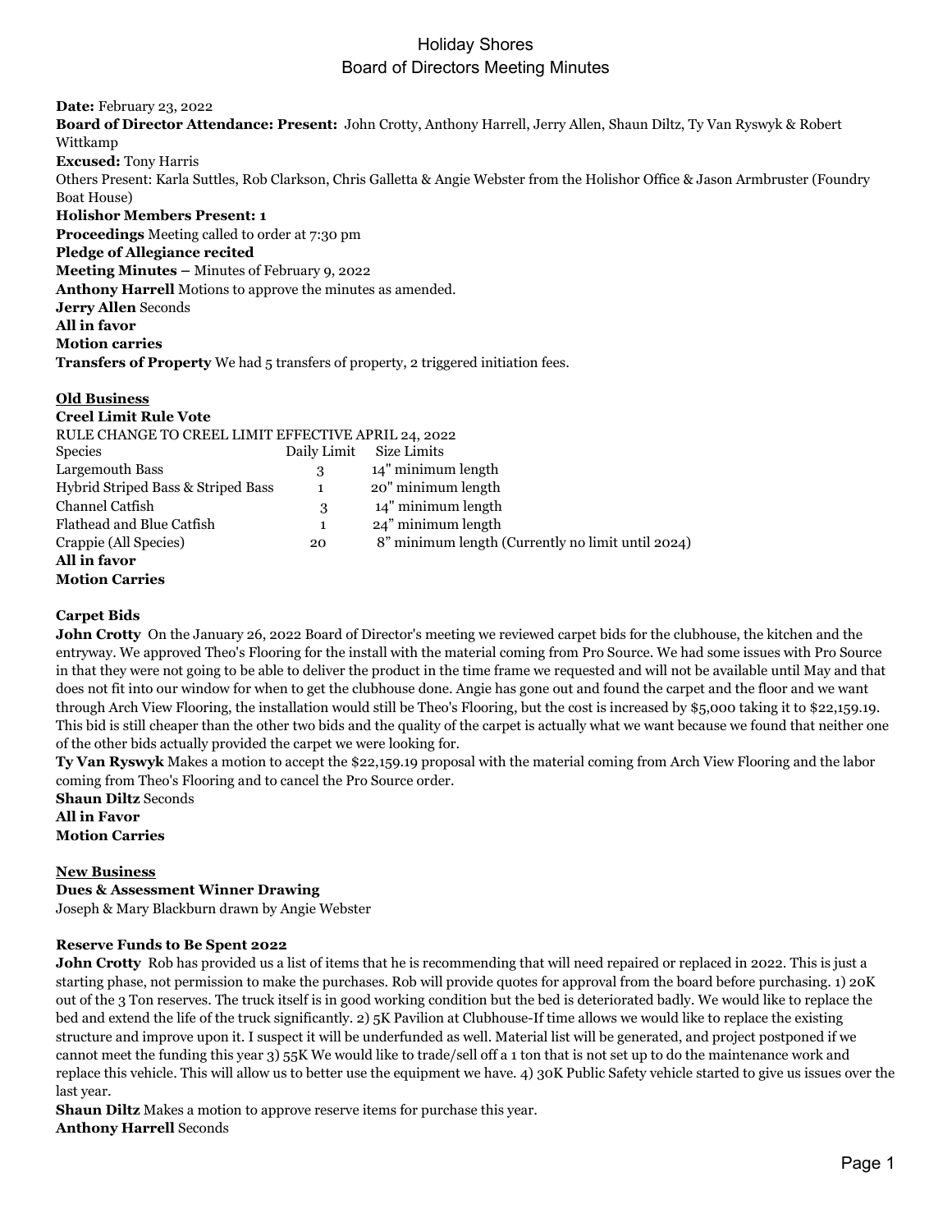# Holiday Shores
## Board of Directors Meeting Minutes

**Date:** February 23, 2022
**Board of Director Attendance: Present:** John Crotty, Anthony Harrell, Jerry Allen, Shaun Diltz, Ty Van Ryswyk & Robert Wittkamp
**Excused:** Tony Harris
Others Present: Karla Suttles, Rob Clarkson, Chris Galletta & Angie Webster from the Holishor Office & Jason Armbruster (Foundry Boat House)
**Holishor Members Present: 1**
**Proceedings** Meeting called to order at 7:30 pm
**Pledge of Allegiance recited**
**Meeting Minutes –** Minutes of February 9, 2022
**Anthony Harrell** Motions to approve the minutes as amended.
**Jerry Allen** Seconds
**All in favor**
**Motion carries**
**Transfers of Property** We had 5 transfers of property, 2 triggered initiation fees.

**Old Business**

**Creel Limit Rule Vote**

RULE CHANGE TO CREEL LIMIT EFFECTIVE APRIL 24, 2022

| Species | Daily Limit | Size Limits |
|---|---|---|
| Largemouth Bass | 3 | 14" minimum length |
| Hybrid Striped Bass & Striped Bass | 1 | 20" minimum length |
| Channel Catfish | 3 | 14" minimum length |
| Flathead and Blue Catfish | 1 | 24" minimum length |
| Crappie (All Species) | 20 | 8" minimum length (Currently no limit until 2024) |

**All in favor**
**Motion Carries**

**Carpet Bids**

**John Crotty** On the January 26, 2022 Board of Director's meeting we reviewed carpet bids for the clubhouse, the kitchen and the entryway. We approved Theo's Flooring for the install with the material coming from Pro Source. We had some issues with Pro Source in that they were not going to be able to deliver the product in the time frame we requested and will not be available until May and that does not fit into our window for when to get the clubhouse done. Angie has gone out and found the carpet and the floor and we want through Arch View Flooring, the installation would still be Theo's Flooring, but the cost is increased by $5,000 taking it to $22,159.19. This bid is still cheaper than the other two bids and the quality of the carpet is actually what we want because we found that neither one of the other bids actually provided the carpet we were looking for.
**Ty Van Ryswyk** Makes a motion to accept the $22,159.19 proposal with the material coming from Arch View Flooring and the labor coming from Theo's Flooring and to cancel the Pro Source order.
**Shaun Diltz** Seconds
**All in Favor**
**Motion Carries**

**New Business**

**Dues & Assessment Winner Drawing**
Joseph & Mary Blackburn drawn by Angie Webster

**Reserve Funds to Be Spent 2022**

**John Crotty** Rob has provided us a list of items that he is recommending that will need repaired or replaced in 2022. This is just a starting phase, not permission to make the purchases. Rob will provide quotes for approval from the board before purchasing. 1) 20K out of the 3 Ton reserves. The truck itself is in good working condition but the bed is deteriorated badly. We would like to replace the bed and extend the life of the truck significantly. 2) 5K Pavilion at Clubhouse-If time allows we would like to replace the existing structure and improve upon it. I suspect it will be underfunded as well. Material list will be generated, and project postponed if we cannot meet the funding this year 3) 55K We would like to trade/sell off a 1 ton that is not set up to do the maintenance work and replace this vehicle. This will allow us to better use the equipment we have. 4) 30K Public Safety vehicle started to give us issues over the last year.
**Shaun Diltz** Makes a motion to approve reserve items for purchase this year.
**Anthony Harrell** Seconds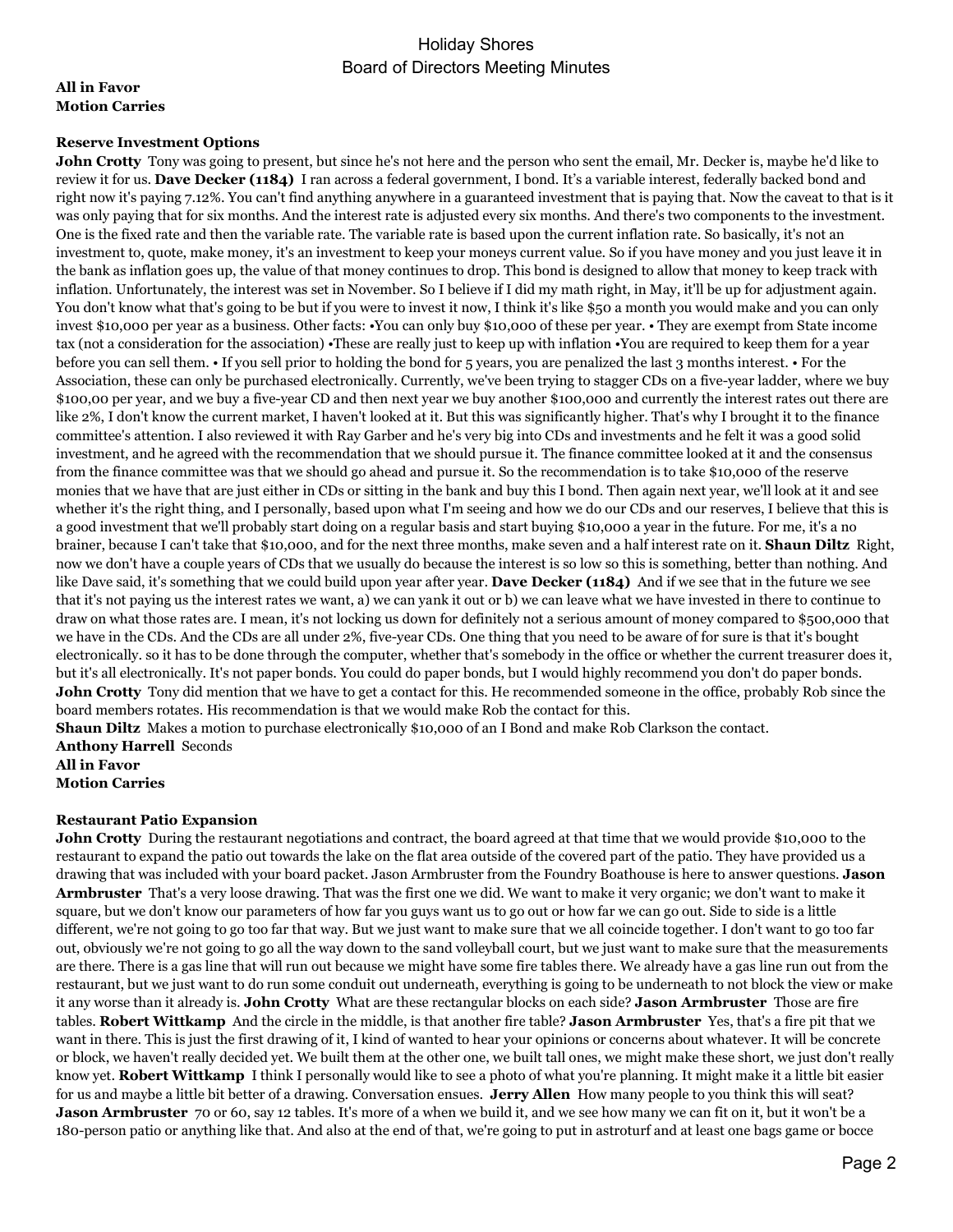**All in Favor**
**Motion Carries**

**Reserve Investment Options**

**John Crotty** Tony was going to present, but since he's not here and the person who sent the email, Mr. Decker is, maybe he'd like to review it for us. **Dave Decker (1184)** I ran across a federal government, I bond. It's a variable interest, federally backed bond and right now it's paying 7.12%. You can't find anything anywhere in a guaranteed investment that is paying that. Now the caveat to that is it was only paying that for six months. And the interest rate is adjusted every six months. And there's two components to the investment. One is the fixed rate and then the variable rate. The variable rate is based upon the current inflation rate. So basically, it's not an investment to, quote, make money, it's an investment to keep your moneys current value. So if you have money and you just leave it in the bank as inflation goes up, the value of that money continues to drop. This bond is designed to allow that money to keep track with inflation. Unfortunately, the interest was set in November. So I believe if I did my math right, in May, it'll be up for adjustment again. You don't know what that's going to be but if you were to invest it now, I think it's like $50 a month you would make and you can only invest $10,000 per year as a business. Other facts: •You can only buy $10,000 of these per year. • They are exempt from State income tax (not a consideration for the association) •These are really just to keep up with inflation •You are required to keep them for a year before you can sell them. • If you sell prior to holding the bond for 5 years, you are penalized the last 3 months interest. • For the Association, these can only be purchased electronically. Currently, we've been trying to stagger CDs on a five-year ladder, where we buy $100,00 per year, and we buy a five-year CD and then next year we buy another $100,000 and currently the interest rates out there are like 2%, I don't know the current market, I haven't looked at it. But this was significantly higher. That's why I brought it to the finance committee's attention. I also reviewed it with Ray Garber and he's very big into CDs and investments and he felt it was a good solid investment, and he agreed with the recommendation that we should pursue it. The finance committee looked at it and the consensus from the finance committee was that we should go ahead and pursue it. So the recommendation is to take $10,000 of the reserve monies that we have that are just either in CDs or sitting in the bank and buy this I bond. Then again next year, we'll look at it and see whether it's the right thing, and I personally, based upon what I'm seeing and how we do our CDs and our reserves, I believe that this is a good investment that we'll probably start doing on a regular basis and start buying $10,000 a year in the future. For me, it's a no brainer, because I can't take that $10,000, and for the next three months, make seven and a half interest rate on it. **Shaun Diltz** Right, now we don't have a couple years of CDs that we usually do because the interest is so low so this is something, better than nothing. And like Dave said, it's something that we could build upon year after year. **Dave Decker (1184)** And if we see that in the future we see that it's not paying us the interest rates we want, a) we can yank it out or b) we can leave what we have invested in there to continue to draw on what those rates are. I mean, it's not locking us down for definitely not a serious amount of money compared to $500,000 that we have in the CDs. And the CDs are all under 2%, five-year CDs. One thing that you need to be aware of for sure is that it's bought electronically. so it has to be done through the computer, whether that's somebody in the office or whether the current treasurer does it, but it's all electronically. It's not paper bonds. You could do paper bonds, but I would highly recommend you don't do paper bonds. **John Crotty** Tony did mention that we have to get a contact for this. He recommended someone in the office, probably Rob since the board members rotates. His recommendation is that we would make Rob the contact for this.

**Shaun Diltz** Makes a motion to purchase electronically $10,000 of an I Bond and make Rob Clarkson the contact.
**Anthony Harrell** Seconds
**All in Favor**
**Motion Carries**

**Restaurant Patio Expansion**

**John Crotty** During the restaurant negotiations and contract, the board agreed at that time that we would provide $10,000 to the restaurant to expand the patio out towards the lake on the flat area outside of the covered part of the patio. They have provided us a drawing that was included with your board packet. Jason Armbruster from the Foundry Boathouse is here to answer questions. **Jason Armbruster** That's a very loose drawing. That was the first one we did. We want to make it very organic; we don't want to make it square, but we don't know our parameters of how far you guys want us to go out or how far we can go out. Side to side is a little different, we're not going to go too far that way. But we just want to make sure that we all coincide together. I don't want to go too far out, obviously we're not going to go all the way down to the sand volleyball court, but we just want to make sure that the measurements are there. There is a gas line that will run out because we might have some fire tables there. We already have a gas line run out from the restaurant, but we just want to do run some conduit out underneath, everything is going to be underneath to not block the view or make it any worse than it already is. **John Crotty** What are these rectangular blocks on each side? **Jason Armbruster** Those are fire tables. **Robert Wittkamp** And the circle in the middle, is that another fire table? **Jason Armbruster** Yes, that's a fire pit that we want in there. This is just the first drawing of it, I kind of wanted to hear your opinions or concerns about whatever. It will be concrete or block, we haven't really decided yet. We built them at the other one, we built tall ones, we might make these short, we just don't really know yet. **Robert Wittkamp** I think I personally would like to see a photo of what you're planning. It might make it a little bit easier for us and maybe a little bit better of a drawing. Conversation ensues. **Jerry Allen** How many people to you think this will seat? **Jason Armbruster** 70 or 60, say 12 tables. It's more of a when we build it, and we see how many we can fit on it, but it won't be a 180-person patio or anything like that. And also at the end of that, we're going to put in astroturf and at least one bags game or bocce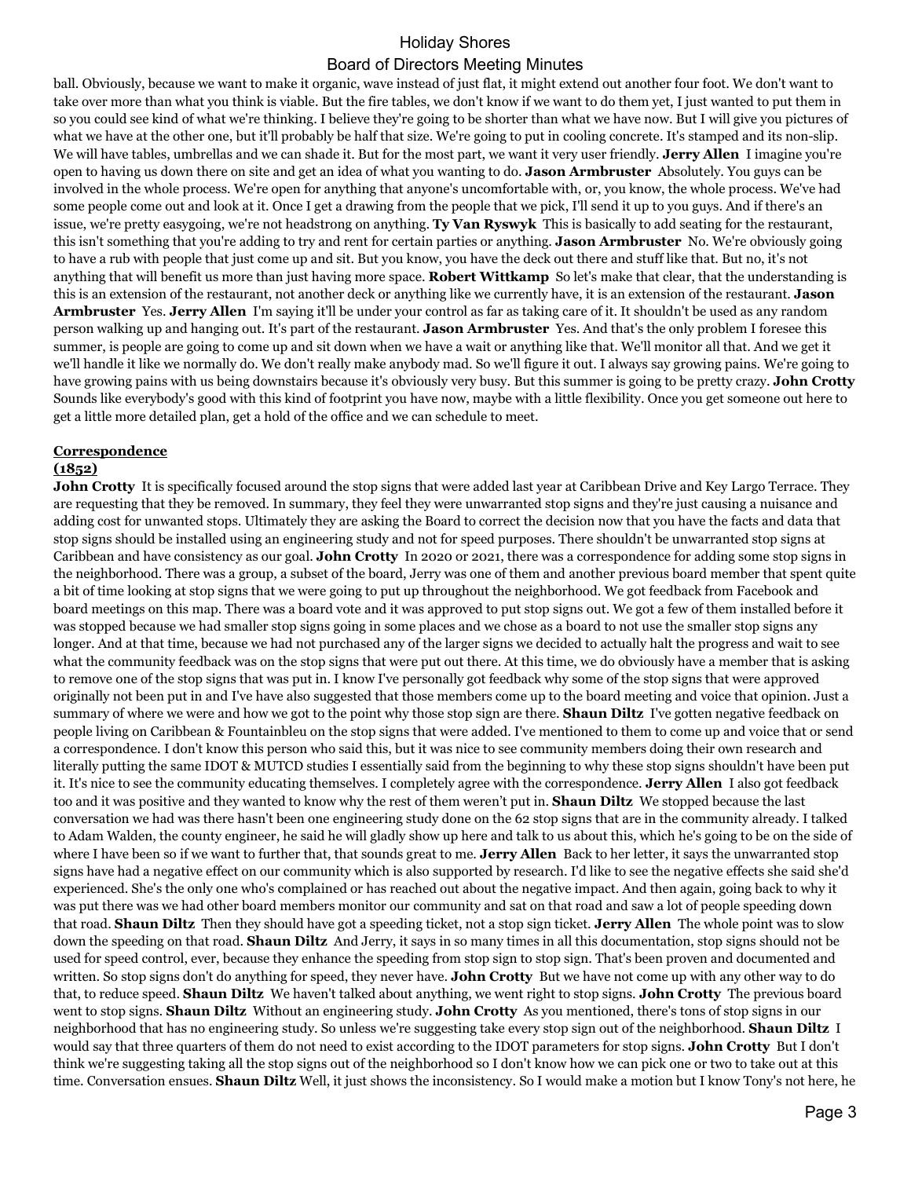ball. Obviously, because we want to make it organic, wave instead of just flat, it might extend out another four foot. We don't want to take over more than what you think is viable. But the fire tables, we don't know if we want to do them yet, I just wanted to put them in so you could see kind of what we're thinking. I believe they're going to be shorter than what we have now. But I will give you pictures of what we have at the other one, but it'll probably be half that size. We're going to put in cooling concrete. It's stamped and its non-slip. We will have tables, umbrellas and we can shade it. But for the most part, we want it very user friendly. **Jerry Allen** I imagine you're open to having us down there on site and get an idea of what you wanting to do. **Jason Armbruster** Absolutely. You guys can be involved in the whole process. We're open for anything that anyone's uncomfortable with, or, you know, the whole process. We've had some people come out and look at it. Once I get a drawing from the people that we pick, I'll send it up to you guys. And if there's an issue, we're pretty easygoing, we're not headstrong on anything. **Ty Van Ryswyk** This is basically to add seating for the restaurant, this isn't something that you're adding to try and rent for certain parties or anything. **Jason Armbruster** No. We're obviously going to have a rub with people that just come up and sit. But you know, you have the deck out there and stuff like that. But no, it's not anything that will benefit us more than just having more space. **Robert Wittkamp** So let's make that clear, that the understanding is this is an extension of the restaurant, not another deck or anything like we currently have, it is an extension of the restaurant. **Jason Armbruster** Yes. **Jerry Allen** I'm saying it'll be under your control as far as taking care of it. It shouldn't be used as any random person walking up and hanging out. It's part of the restaurant. **Jason Armbruster** Yes. And that's the only problem I foresee this summer, is people are going to come up and sit down when we have a wait or anything like that. We'll monitor all that. And we get it we'll handle it like we normally do. We don't really make anybody mad. So we'll figure it out. I always say growing pains. We're going to have growing pains with us being downstairs because it's obviously very busy. But this summer is going to be pretty crazy. **John Crotty** Sounds like everybody's good with this kind of footprint you have now, maybe with a little flexibility. Once you get someone out here to get a little more detailed plan, get a hold of the office and we can schedule to meet.

**Correspondence**

**(1852)**

**John Crotty** It is specifically focused around the stop signs that were added last year at Caribbean Drive and Key Largo Terrace. They are requesting that they be removed. In summary, they feel they were unwarranted stop signs and they're just causing a nuisance and adding cost for unwanted stops. Ultimately they are asking the Board to correct the decision now that you have the facts and data that stop signs should be installed using an engineering study and not for speed purposes. There shouldn't be unwarranted stop signs at Caribbean and have consistency as our goal. **John Crotty** In 2020 or 2021, there was a correspondence for adding some stop signs in the neighborhood. There was a group, a subset of the board, Jerry was one of them and another previous board member that spent quite a bit of time looking at stop signs that we were going to put up throughout the neighborhood. We got feedback from Facebook and board meetings on this map. There was a board vote and it was approved to put stop signs out. We got a few of them installed before it was stopped because we had smaller stop signs going in some places and we chose as a board to not use the smaller stop signs any longer. And at that time, because we had not purchased any of the larger signs we decided to actually halt the progress and wait to see what the community feedback was on the stop signs that were put out there. At this time, we do obviously have a member that is asking to remove one of the stop signs that was put in. I know I've personally got feedback why some of the stop signs that were approved originally not been put in and I've have also suggested that those members come up to the board meeting and voice that opinion. Just a summary of where we were and how we got to the point why those stop sign are there. **Shaun Diltz** I've gotten negative feedback on people living on Caribbean & Fountainbleu on the stop signs that were added. I've mentioned to them to come up and voice that or send a correspondence. I don't know this person who said this, but it was nice to see community members doing their own research and literally putting the same IDOT & MUTCD studies I essentially said from the beginning to why these stop signs shouldn't have been put it. It's nice to see the community educating themselves. I completely agree with the correspondence. **Jerry Allen** I also got feedback too and it was positive and they wanted to know why the rest of them weren't put in. **Shaun Diltz** We stopped because the last conversation we had was there hasn't been one engineering study done on the 62 stop signs that are in the community already. I talked to Adam Walden, the county engineer, he said he will gladly show up here and talk to us about this, which he's going to be on the side of where I have been so if we want to further that, that sounds great to me. **Jerry Allen** Back to her letter, it says the unwarranted stop signs have had a negative effect on our community which is also supported by research. I'd like to see the negative effects she said she'd experienced. She's the only one who's complained or has reached out about the negative impact. And then again, going back to why it was put there was we had other board members monitor our community and sat on that road and saw a lot of people speeding down that road. **Shaun Diltz** Then they should have got a speeding ticket, not a stop sign ticket. **Jerry Allen** The whole point was to slow down the speeding on that road. **Shaun Diltz** And Jerry, it says in so many times in all this documentation, stop signs should not be used for speed control, ever, because they enhance the speeding from stop sign to stop sign. That's been proven and documented and written. So stop signs don't do anything for speed, they never have. **John Crotty** But we have not come up with any other way to do that, to reduce speed. **Shaun Diltz** We haven't talked about anything, we went right to stop signs. **John Crotty** The previous board went to stop signs. **Shaun Diltz** Without an engineering study. **John Crotty** As you mentioned, there's tons of stop signs in our neighborhood that has no engineering study. So unless we're suggesting take every stop sign out of the neighborhood. **Shaun Diltz** I would say that three quarters of them do not need to exist according to the IDOT parameters for stop signs. **John Crotty** But I don't think we're suggesting taking all the stop signs out of the neighborhood so I don't know how we can pick one or two to take out at this time. Conversation ensues. **Shaun Diltz** Well, it just shows the inconsistency. So I would make a motion but I know Tony's not here, he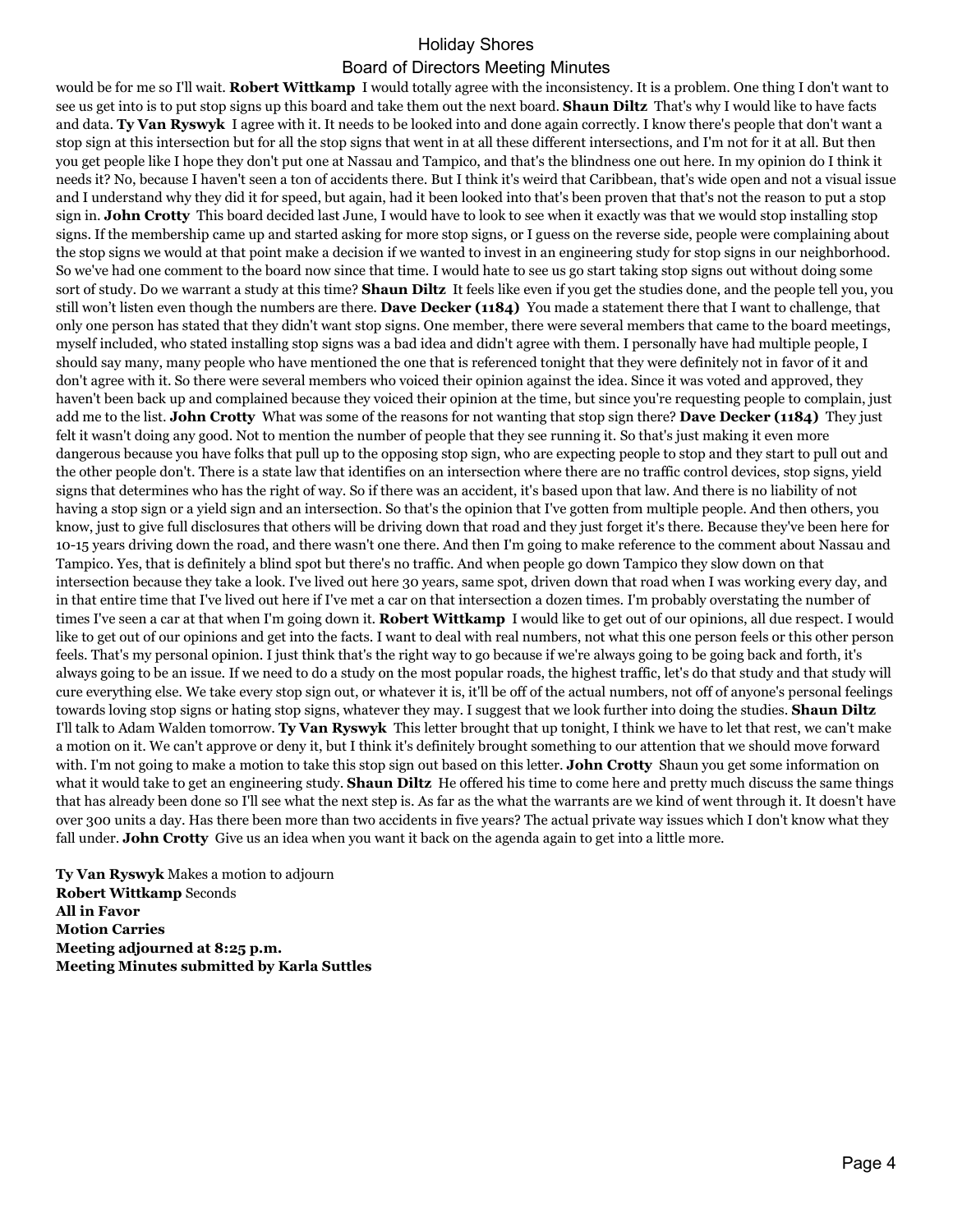would be for me so I'll wait. **Robert Wittkamp** I would totally agree with the inconsistency. It is a problem. One thing I don't want to see us get into is to put stop signs up this board and take them out the next board. **Shaun Diltz** That's why I would like to have facts and data. **Ty Van Ryswyk** I agree with it. It needs to be looked into and done again correctly. I know there's people that don't want a stop sign at this intersection but for all the stop signs that went in at all these different intersections, and I'm not for it at all. But then you get people like I hope they don't put one at Nassau and Tampico, and that's the blindness one out here. In my opinion do I think it needs it? No, because I haven't seen a ton of accidents there. But I think it's weird that Caribbean, that's wide open and not a visual issue and I understand why they did it for speed, but again, had it been looked into that's been proven that that's not the reason to put a stop sign in. **John Crotty** This board decided last June, I would have to look to see when it exactly was that we would stop installing stop signs. If the membership came up and started asking for more stop signs, or I guess on the reverse side, people were complaining about the stop signs we would at that point make a decision if we wanted to invest in an engineering study for stop signs in our neighborhood. So we've had one comment to the board now since that time. I would hate to see us go start taking stop signs out without doing some sort of study. Do we warrant a study at this time? **Shaun Diltz** It feels like even if you get the studies done, and the people tell you, you still won't listen even though the numbers are there. **Dave Decker (1184)** You made a statement there that I want to challenge, that only one person has stated that they didn't want stop signs. One member, there were several members that came to the board meetings, myself included, who stated installing stop signs was a bad idea and didn't agree with them. I personally have had multiple people, I should say many, many people who have mentioned the one that is referenced tonight that they were definitely not in favor of it and don't agree with it. So there were several members who voiced their opinion against the idea. Since it was voted and approved, they haven't been back up and complained because they voiced their opinion at the time, but since you're requesting people to complain, just add me to the list. **John Crotty** What was some of the reasons for not wanting that stop sign there? **Dave Decker (1184)** They just felt it wasn't doing any good. Not to mention the number of people that they see running it. So that's just making it even more dangerous because you have folks that pull up to the opposing stop sign, who are expecting people to stop and they start to pull out and the other people don't. There is a state law that identifies on an intersection where there are no traffic control devices, stop signs, yield signs that determines who has the right of way. So if there was an accident, it's based upon that law. And there is no liability of not having a stop sign or a yield sign and an intersection. So that's the opinion that I've gotten from multiple people. And then others, you know, just to give full disclosures that others will be driving down that road and they just forget it's there. Because they've been here for 10-15 years driving down the road, and there wasn't one there. And then I'm going to make reference to the comment about Nassau and Tampico. Yes, that is definitely a blind spot but there's no traffic. And when people go down Tampico they slow down on that intersection because they take a look. I've lived out here 30 years, same spot, driven down that road when I was working every day, and in that entire time that I've lived out here if I've met a car on that intersection a dozen times. I'm probably overstating the number of times I've seen a car at that when I'm going down it. **Robert Wittkamp** I would like to get out of our opinions, all due respect. I would like to get out of our opinions and get into the facts. I want to deal with real numbers, not what this one person feels or this other person feels. That's my personal opinion. I just think that's the right way to go because if we're always going to be going back and forth, it's always going to be an issue. If we need to do a study on the most popular roads, the highest traffic, let's do that study and that study will cure everything else. We take every stop sign out, or whatever it is, it'll be off of the actual numbers, not off of anyone's personal feelings towards loving stop signs or hating stop signs, whatever they may. I suggest that we look further into doing the studies. **Shaun Diltz** I'll talk to Adam Walden tomorrow. **Ty Van Ryswyk** This letter brought that up tonight, I think we have to let that rest, we can't make a motion on it. We can't approve or deny it, but I think it's definitely brought something to our attention that we should move forward with. I'm not going to make a motion to take this stop sign out based on this letter. **John Crotty** Shaun you get some information on what it would take to get an engineering study. **Shaun Diltz** He offered his time to come here and pretty much discuss the same things that has already been done so I'll see what the next step is. As far as the what the warrants are we kind of went through it. It doesn't have over 300 units a day. Has there been more than two accidents in five years? The actual private way issues which I don't know what they fall under. **John Crotty** Give us an idea when you want it back on the agenda again to get into a little more.

**Ty Van Ryswyk** Makes a motion to adjourn  
**Robert Wittkamp** Seconds  
**All in Favor**  
**Motion Carries**  
**Meeting adjourned at 8:25 p.m.**  
**Meeting Minutes submitted by Karla Suttles**